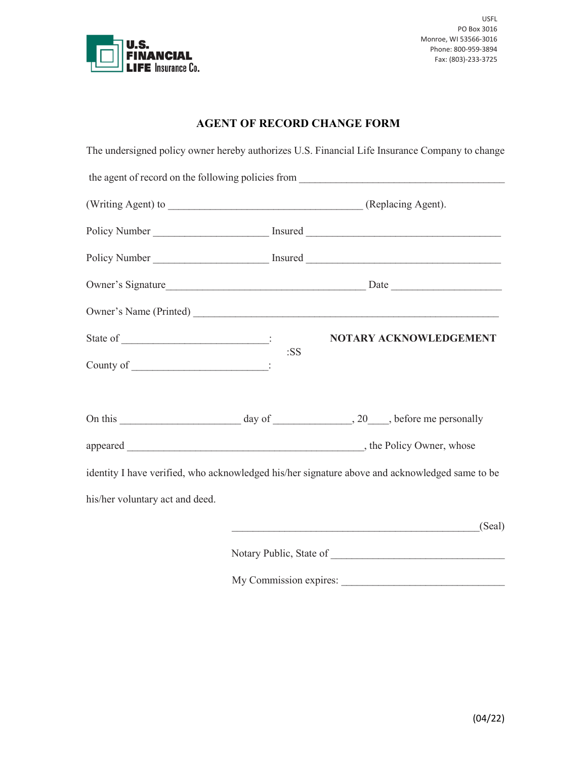U.S. FINANCIAL LIFE Insurance Co.

USFL
PO Box 3016
Monroe, WI 53566-3016
Phone: 800-959-3894
Fax: (803)-233-3725

# AGENT OF RECORD CHANGE FORM

The undersigned policy owner hereby authorizes U.S. Financial Life Insurance Company to change the agent of record on the following policies from ________________________________________ (Writing Agent) to ____________________________________ (Replacing Agent).

Policy Number ______________________ Insured ______________________________________

Policy Number ______________________ Insured ______________________________________

Owner's Signature______________________________________ Date ____________________

Owner's Name (Printed) ___________________________________________________________

State of ____________________________:
:SS
County of __________________________:

**NOTARY ACKNOWLEDGEMENT**

On this ______________________ day of ______________, 20____, before me personally appeared ______________________________________________, the Policy Owner, whose identity I have verified, who acknowledged his/her signature above and acknowledged same to be his/her voluntary act and deed.

_______________________________________________(Seal)

Notary Public, State of ________________________________

My Commission expires: ______________________________

(04/22)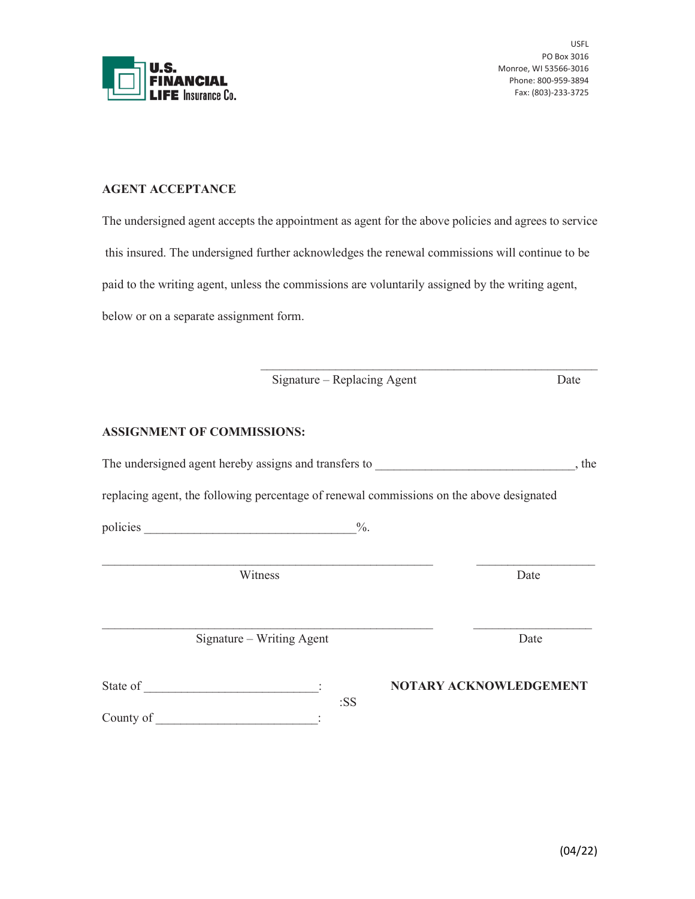U.S. FINANCIAL LIFE Insurance Co.

USFL
PO Box 3016
Monroe, WI 53566-3016
Phone: 800-959-3894
Fax: (803)-233-3725

**AGENT ACCEPTANCE**

The undersigned agent accepts the appointment as agent for the above policies and agrees to service this insured. The undersigned further acknowledges the renewal commissions will continue to be paid to the writing agent, unless the commissions are voluntarily assigned by the writing agent, below or on a separate assignment form.

_______________________________________________
Signature – Replacing Agent                                        Date

**ASSIGNMENT OF COMMISSIONS:**

The undersigned agent hereby assigns and transfers to ______________________________, the replacing agent, the following percentage of renewal commissions on the above designated policies ______________________________%.

_______________________________________________        ____________________
Witness                                                                                    Date

_______________________________________________        ____________________
Signature – Writing Agent                                                         Date

State of ____________________________:
                                                                      :SS
County of __________________________:

**NOTARY ACKNOWLEDGEMENT**

(04/22)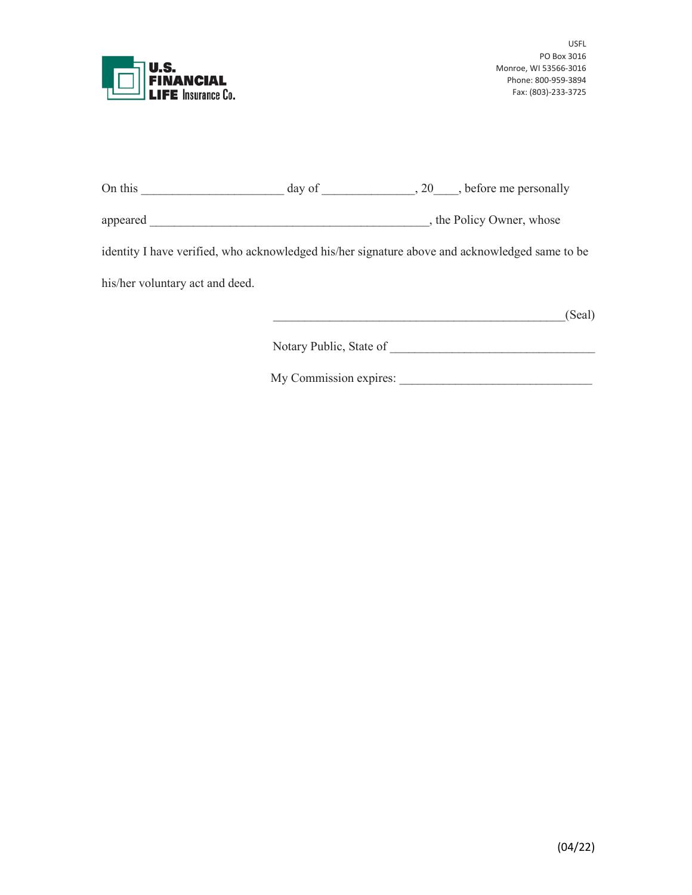U.S. FINANCIAL LIFE Insurance Co.

USFL
PO Box 3016
Monroe, WI 53566-3016
Phone: 800-959-3894
Fax: (803)-233-3725

On this ______________________ day of ______________, 20____, before me personally appeared ____________________________________________, the Policy Owner, whose identity I have verified, who acknowledged his/her signature above and acknowledged same to be his/her voluntary act and deed.

_____________________________________________(Seal)

Notary Public, State of ________________________________

My Commission expires: ______________________________

(04/22)